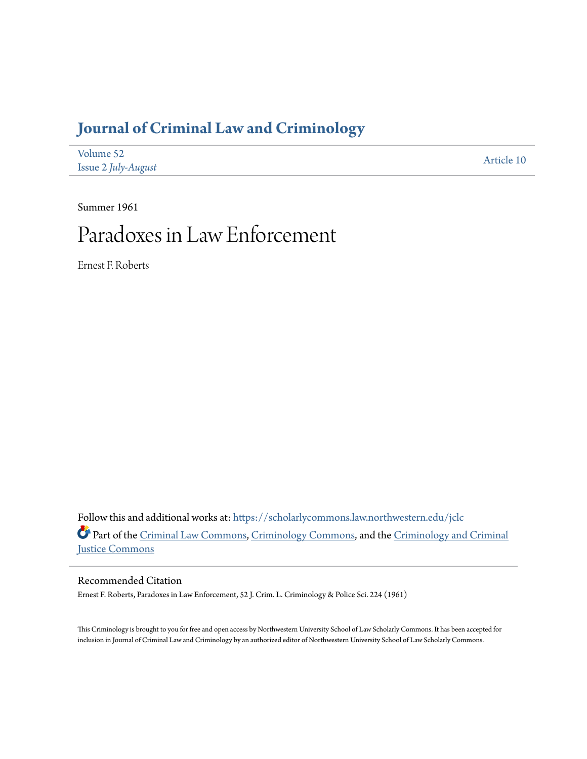# Journal of Criminal Law and Criminology

Volume 52
Issue 2 *July-August*

Article 10

Summer 1961

# Paradoxes in Law Enforcement

Ernest F. Roberts

Follow this and additional works at: https://scholarlycommons.law.northwestern.edu/jclc

Part of the Criminal Law Commons, Criminology Commons, and the Criminology and Criminal Justice Commons

## Recommended Citation

Ernest F. Roberts, Paradoxes in Law Enforcement, 52 J. Crim. L. Criminology & Police Sci. 224 (1961)

This Criminology is brought to you for free and open access by Northwestern University School of Law Scholarly Commons. It has been accepted for inclusion in Journal of Criminal Law and Criminology by an authorized editor of Northwestern University School of Law Scholarly Commons.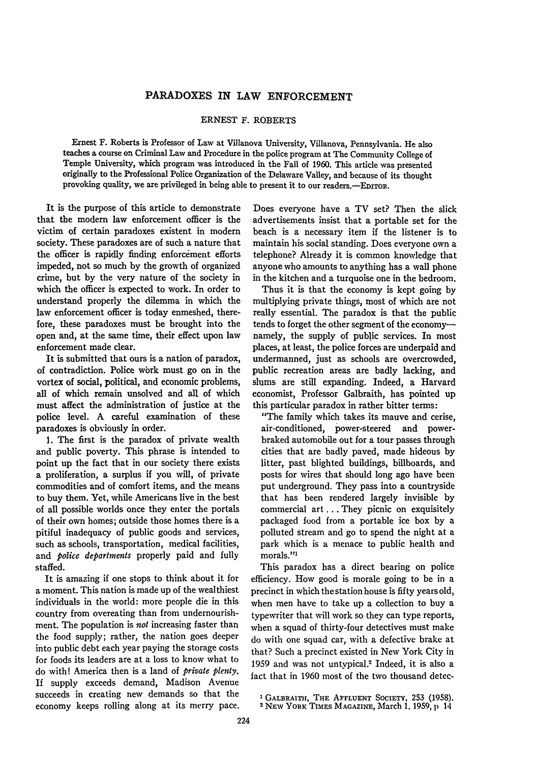# PARADOXES IN LAW ENFORCEMENT

ERNEST F. ROBERTS

Ernest F. Roberts is Professor of Law at Villanova University, Villanova, Pennsylvania. He also teaches a course on Criminal Law and Procedure in the police program at The Community College of Temple University, which program was introduced in the Fall of 1960. This article was presented originally to the Professional Police Organization of the Delaware Valley, and because of its thought provoking quality, we are privileged in being able to present it to our readers.—EDITOR.

It is the purpose of this article to demonstrate that the modern law enforcement officer is the victim of certain paradoxes existent in modern society. These paradoxes are of such a nature that the officer is rapidly finding enforcement efforts impeded, not so much by the growth of organized crime, but by the very nature of the society in which the officer is expected to work. In order to understand properly the dilemma in which the law enforcement officer is today enmeshed, therefore, these paradoxes must be brought into the open and, at the same time, their effect upon law enforcement made clear.

It is submitted that ours is a nation of paradox, of contradiction. Police work must go on in the vortex of social, political, and economic problems, all of which remain unsolved and all of which must affect the administration of justice at the police level. A careful examination of these paradoxes is obviously in order.

1. The first is the paradox of private wealth and public poverty. This phrase is intended to point up the fact that in our society there exists a proliferation, a surplus if you will, of private commodities and of comfort items, and the means to buy them. Yet, while Americans live in the best of all possible worlds once they enter the portals of their own homes; outside those homes there is a pitiful inadequacy of public goods and services, such as schools, transportation, medical facilities, and *police departments* properly paid and fully staffed.

It is amazing if one stops to think about it for a moment. This nation is made up of the wealthiest individuals in the world: more people die in this country from overeating than from undernourishment. The population is *not* increasing faster than the food supply; rather, the nation goes deeper into public debt each year paying the storage costs for foods its leaders are at a loss to know what to do with! America then is a land of *private plenty*. If supply exceeds demand, Madison Avenue succeeds in creating new demands so that the economy keeps rolling along at its merry pace. Does everyone have a TV set? Then the slick advertisements insist that a portable set for the beach is a necessary item if the listener is to maintain his social standing. Does everyone own a telephone? Already it is common knowledge that anyone who amounts to anything has a wall phone in the kitchen and a turquoise one in the bedroom.

Thus it is that the economy is kept going by multiplying private things, most of which are not really essential. The paradox is that the public tends to forget the other segment of the economy—namely, the supply of public services. In most places, at least, the police forces are underpaid and undermanned, just as schools are overcrowded, public recreation areas are badly lacking, and slums are still expanding. Indeed, a Harvard economist, Professor Galbraith, has pointed up this particular paradox in rather bitter terms:

"The family which takes its mauve and cerise, air-conditioned, power-steered and power-braked automobile out for a tour passes through cities that are badly paved, made hideous by litter, past blighted buildings, billboards, and posts for wires that should long ago have been put underground. They pass into a countryside that has been rendered largely invisible by commercial art ... They picnic on exquisitely packaged food from a portable ice box by a polluted stream and go to spend the night at a park which is a menace to public health and morals."[1]

This paradox has a direct bearing on police efficiency. How good is morale going to be in a precinct in which the station house is fifty years old, when men have to take up a collection to buy a typewriter that will work so they can type reports, when a squad of thirty-four detectives must make do with one squad car, with a defective brake at that? Such a precinct existed in New York City in 1959 and was not untypical.[2] Indeed, it is also a fact that in 1960 most of the two thousand detec-

[1] GALBRAITH, THE AFFLUENT SOCIETY, 253 (1958).

[2] NEW YORK TIMES MAGAZINE, March 1, 1959, p 14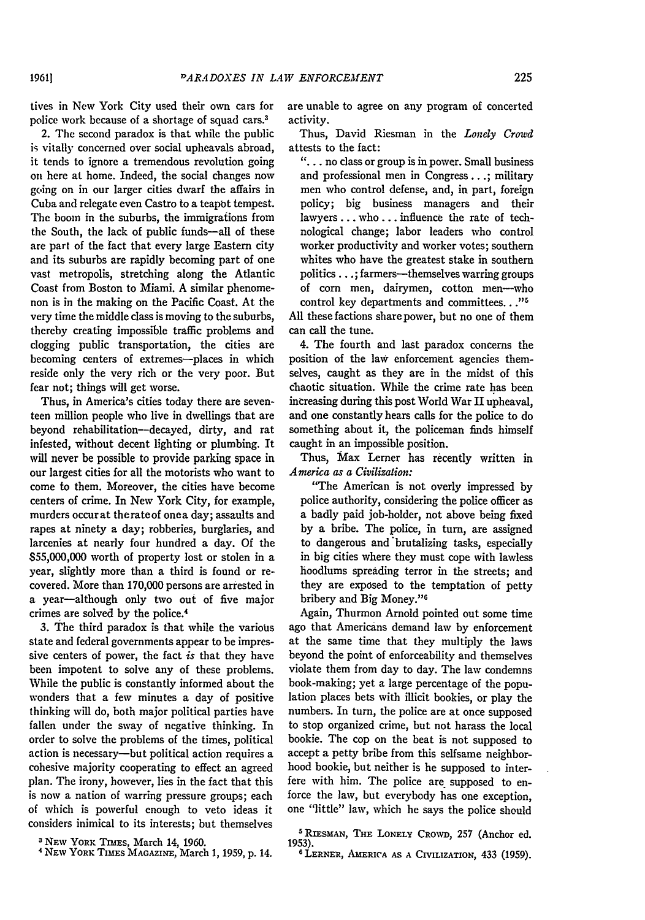tives in New York City used their own cars for police work because of a shortage of squad cars.[3]

2. The second paradox is that while the public is vitally concerned over social upheavals abroad, it tends to ignore a tremendous revolution going on here at home. Indeed, the social changes now going on in our larger cities dwarf the affairs in Cuba and relegate even Castro to a teapot tempest. The boom in the suburbs, the immigrations from the South, the lack of public funds—all of these are part of the fact that every large Eastern city and its suburbs are rapidly becoming part of one vast metropolis, stretching along the Atlantic Coast from Boston to Miami. A similar phenomenon is in the making on the Pacific Coast. At the very time the middle class is moving to the suburbs, thereby creating impossible traffic problems and clogging public transportation, the cities are becoming centers of extremes—places in which reside only the very rich or the very poor. But fear not; things will get worse.

Thus, in America's cities today there are seventeen million people who live in dwellings that are beyond rehabilitation—decayed, dirty, and rat infested, without decent lighting or plumbing. It will never be possible to provide parking space in our largest cities for all the motorists who want to come to them. Moreover, the cities have become centers of crime. In New York City, for example, murders occur at the rate of one a day; assaults and rapes at ninety a day; robberies, burglaries, and larcenies at nearly four hundred a day. Of the $55,000,000 worth of property lost or stolen in a year, slightly more than a third is found or recovered. More than 170,000 persons are arrested in a year—although only two out of five major crimes are solved by the police.[4]

3. The third paradox is that while the various state and federal governments appear to be impressive centers of power, the fact *is* that they have been impotent to solve any of these problems. While the public is constantly informed about the wonders that a few minutes a day of positive thinking will do, both major political parties have fallen under the sway of negative thinking. In order to solve the problems of the times, political action is necessary—but political action requires a cohesive majority cooperating to effect an agreed plan. The irony, however, lies in the fact that this is now a nation of warring pressure groups; each of which is powerful enough to veto ideas it considers inimical to its interests; but themselves are unable to agree on any program of concerted activity.

Thus, David Riesman in the *Lonely Crowd* attests to the fact:

> "... no class or group is in power. Small business and professional men in Congress ...; military men who control defense, and, in part, foreign policy; big business managers and their lawyers ... who ... influence the rate of technological change; labor leaders who control worker productivity and worker votes; southern whites who have the greatest stake in southern politics ...; farmers—themselves warring groups of corn men, dairymen, cotton men—who control key departments and committees. . ."[5]

All these factions share power, but no one of them can call the tune.

4. The fourth and last paradox concerns the position of the law enforcement agencies themselves, caught as they are in the midst of this chaotic situation. While the crime rate has been increasing during this post World War II upheaval, and one constantly hears calls for the police to do something about it, the policeman finds himself caught in an impossible position.

Thus, Max Lerner has recently written in *America as a Civilization:*

> "The American is not overly impressed by police authority, considering the police officer as a badly paid job-holder, not above being fixed by a bribe. The police, in turn, are assigned to dangerous and brutalizing tasks, especially in big cities where they must cope with lawless hoodlums spreading terror in the streets; and they are exposed to the temptation of petty bribery and Big Money."[6]

Again, Thurmon Arnold pointed out some time ago that Americans demand law by enforcement at the same time that they multiply the laws beyond the point of enforceability and themselves violate them from day to day. The law condemns book-making; yet a large percentage of the population places bets with illicit bookies, or play the numbers. In turn, the police are at once supposed to stop organized crime, but not harass the local bookie. The cop on the beat is not supposed to accept a petty bribe from this selfsame neighborhood bookie, but neither is he supposed to interfere with him. The police are supposed to enforce the law, but everybody has one exception, one "little" law, which he says the police should

[3] New York Times, March 14, 1960.

[4] New York Times Magazine, March 1, 1959, p. 14.

[5] Riesman, The Lonely Crowd, 257 (Anchor ed. 1953).

[6] Lerner, America as a Civilization, 433 (1959).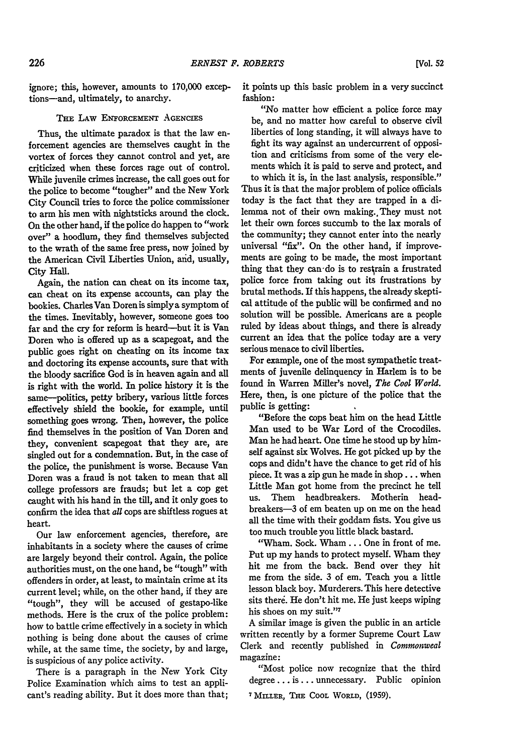ignore; this, however, amounts to 170,000 exceptions—and, ultimately, to anarchy.

## The Law Enforcement Agencies

Thus, the ultimate paradox is that the law enforcement agencies are themselves caught in the vortex of forces they cannot control and yet, are criticized when these forces rage out of control. While juvenile crimes increase, the call goes out for the police to become "tougher" and the New York City Council tries to force the police commissioner to arm his men with nightsticks around the clock. On the other hand, if the police do happen to "work over" a hoodlum, they find themselves subjected to the wrath of the same free press, now joined by the American Civil Liberties Union, and, usually, City Hall.

Again, the nation can cheat on its income tax, can cheat on its expense accounts, can play the bookies. Charles Van Doren is simply a symptom of the times. Inevitably, however, someone goes too far and the cry for reform is heard—but it is Van Doren who is offered up as a scapegoat, and the public goes right on cheating on its income tax and doctoring its expense accounts, sure that with the bloody sacrifice God is in heaven again and all is right with the world. In police history it is the same—politics, petty bribery, various little forces effectively shield the bookie, for example, until something goes wrong. Then, however, the police find themselves in the position of Van Doren and they, convenient scapegoat that they are, are singled out for a condemnation. But, in the case of the police, the punishment is worse. Because Van Doren was a fraud is not taken to mean that all college professors are frauds; but let a cop get caught with his hand in the till, and it only goes to confirm the idea that *all* cops are shiftless rogues at heart.

Our law enforcement agencies, therefore, are inhabitants in a society where the causes of crime are largely beyond their control. Again, the police authorities must, on the one hand, be "tough" with offenders in order, at least, to maintain crime at its current level; while, on the other hand, if they are "tough", they will be accused of gestapo-like methods. Here is the crux of the police problem: how to battle crime effectively in a society in which nothing is being done about the causes of crime while, at the same time, the society, by and large, is suspicious of any police activity.

There is a paragraph in the New York City Police Examination which aims to test an applicant's reading ability. But it does more than that; it points up this basic problem in a very succinct fashion:

> "No matter how efficient a police force may be, and no matter how careful to observe civil liberties of long standing, it will always have to fight its way against an undercurrent of opposition and criticisms from some of the very elements which it is paid to serve and protect, and to which it is, in the last analysis, responsible."

Thus it is that the major problem of police officials today is the fact that they are trapped in a dilemma not of their own making. They must not let their own forces succumb to the lax morals of the community; they cannot enter into the nearly universal "fix". On the other hand, if improvements are going to be made, the most important thing that they can do is to restrain a frustrated police force from taking out its frustrations by brutal methods. If this happens, the already skeptical attitude of the public will be confirmed and no solution will be possible. Americans are a people ruled by ideas about things, and there is already current an idea that the police today are a very serious menace to civil liberties.

For example, one of the most sympathetic treatments of juvenile delinquency in Harlem is to be found in Warren Miller's novel, *The Cool World*. Here, then, is one picture of the police that the public is getting:

> "Before the cops beat him on the head Little Man used to be War Lord of the Crocodiles. Man he had heart. One time he stood up by himself against six Wolves. He got picked up by the cops and didn't have the chance to get rid of his piece. It was a zip gun he made in shop . . . when Little Man got home from the precinct he tell us. Them headbreakers. Motherin headbreakers—3 of em beaten up on me on the head all the time with their goddam fists. You give us too much trouble you little black bastard.
>
> "Wham. Sock. Wham . . . One in front of me. Put up my hands to protect myself. Wham they hit me from the back. Bend over they hit me from the side. 3 of em. Teach you a little lesson black boy. Murderers. This here detective sits there. He don't hit me. He just keeps wiping his shoes on my suit."[7]

A similar image is given the public in an article written recently by a former Supreme Court Law Clerk and recently published in *Commonweal* magazine:

> "Most police now recognize that the third degree . . . is . . . unnecessary. Public opinion

[7] Miller, The Cool World, (1959).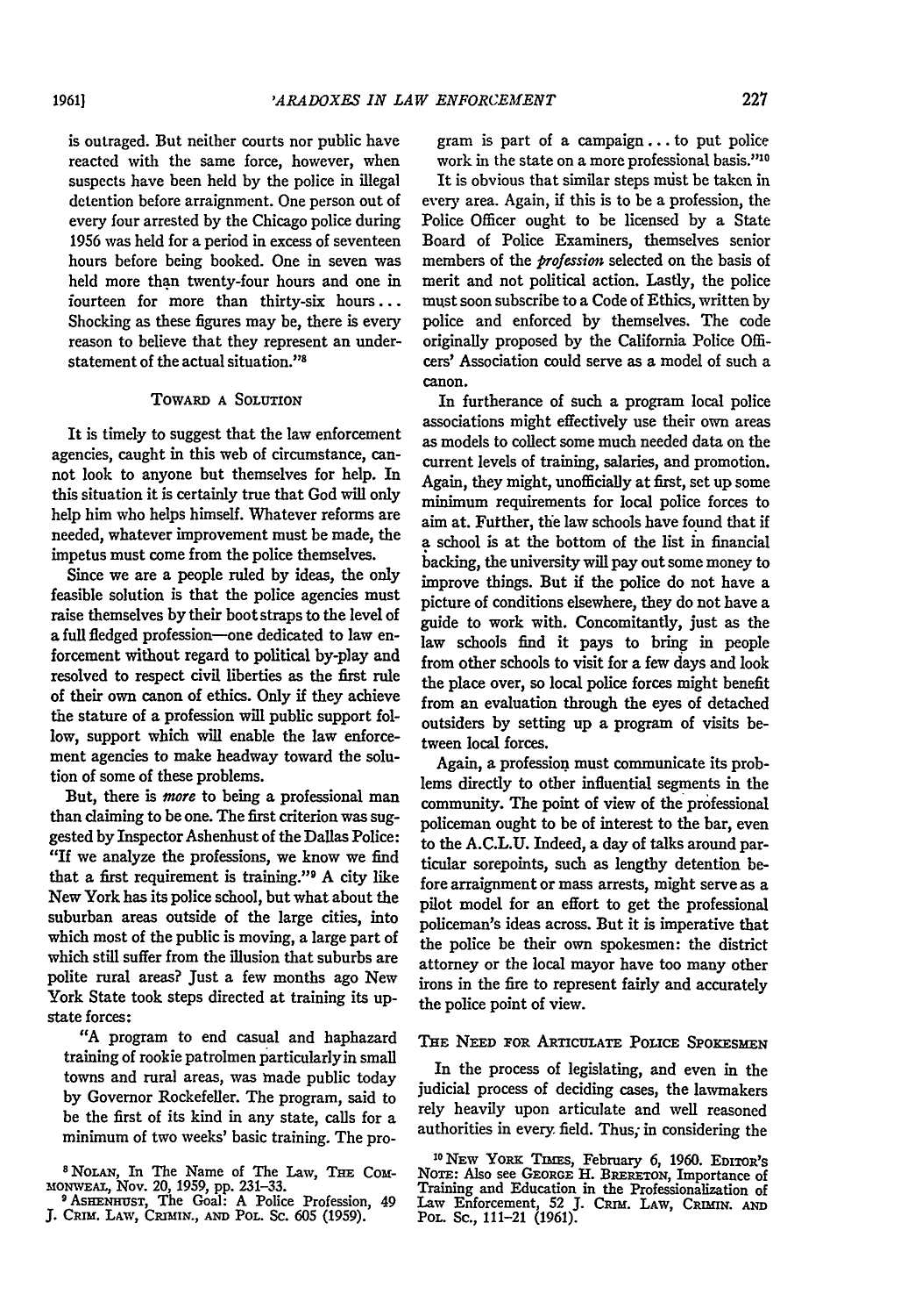is outraged. But neither courts nor public have reacted with the same force, however, when suspects have been held by the police in illegal detention before arraignment. One person out of every four arrested by the Chicago police during 1956 was held for a period in excess of seventeen hours before being booked. One in seven was held more than twenty-four hours and one in fourteen for more than thirty-six hours... Shocking as these figures may be, there is every reason to believe that they represent an understatement of the actual situation."[8]

## TOWARD A SOLUTION

It is timely to suggest that the law enforcement agencies, caught in this web of circumstance, cannot look to anyone but themselves for help. In this situation it is certainly true that God will only help him who helps himself. Whatever reforms are needed, whatever improvement must be made, the impetus must come from the police themselves.

Since we are a people ruled by ideas, the only feasible solution is that the police agencies must raise themselves by their boot straps to the level of a full fledged profession—one dedicated to law enforcement without regard to political by-play and resolved to respect civil liberties as the first rule of their own canon of ethics. Only if they achieve the stature of a profession will public support follow, support which will enable the law enforcement agencies to make headway toward the solution of some of these problems.

But, there is *more* to being a professional man than claiming to be one. The first criterion was suggested by Inspector Ashenhust of the Dallas Police: "If we analyze the professions, we know we find that a first requirement is training."[9] A city like New York has its police school, but what about the suburban areas outside of the large cities, into which most of the public is moving, a large part of which still suffer from the illusion that suburbs are polite rural areas? Just a few months ago New York State took steps directed at training its upstate forces:

"A program to end casual and haphazard training of rookie patrolmen particularly in small towns and rural areas, was made public today by Governor Rockefeller. The program, said to be the first of its kind in any state, calls for a minimum of two weeks' basic training. The program is part of a campaign... to put police work in the state on a more professional basis."[10]

It is obvious that similar steps must be taken in every area. Again, if this is to be a profession, the Police Officer ought to be licensed by a State Board of Police Examiners, themselves senior members of the *profession* selected on the basis of merit and not political action. Lastly, the police must soon subscribe to a Code of Ethics, written by police and enforced by themselves. The code originally proposed by the California Police Officers' Association could serve as a model of such a canon.

In furtherance of such a program local police associations might effectively use their own areas as models to collect some much needed data on the current levels of training, salaries, and promotion. Again, they might, unofficially at first, set up some minimum requirements for local police forces to aim at. Further, the law schools have found that if a school is at the bottom of the list in financial backing, the university will pay out some money to improve things. But if the police do not have a picture of conditions elsewhere, they do not have a guide to work with. Concomitantly, just as the law schools find it pays to bring in people from other schools to visit for a few days and look the place over, so local police forces might benefit from an evaluation through the eyes of detached outsiders by setting up a program of visits between local forces.

Again, a profession must communicate its problems directly to other influential segments in the community. The point of view of the professional policeman ought to be of interest to the bar, even to the A.C.L.U. Indeed, a day of talks around particular sorepoints, such as lengthy detention before arraignment or mass arrests, might serve as a pilot model for an effort to get the professional policeman's ideas across. But it is imperative that the police be their own spokesmen: the district attorney or the local mayor have too many other irons in the fire to represent fairly and accurately the police point of view.

## THE NEED FOR ARTICULATE POLICE SPOKESMEN

In the process of legislating, and even in the judicial process of deciding cases, the lawmakers rely heavily upon articulate and well reasoned authorities in every field. Thus, in considering the

[8] NOLAN, In The Name of The Law, THE COMMONWEAL, Nov. 20, 1959, pp. 231–33.

[9] ASHENHUST, The Goal: A Police Profession, 49 J. CRIM. LAW, CRIMIN., AND POL. SC. 605 (1959).

[10] NEW YORK TIMES, February 6, 1960. EDITOR'S NOTE: Also see GEORGE H. BRERETON, Importance of Training and Education in the Professionalization of Law Enforcement, 52 J. CRIM. LAW, CRIMIN. AND POL. SC., 111–21 (1961).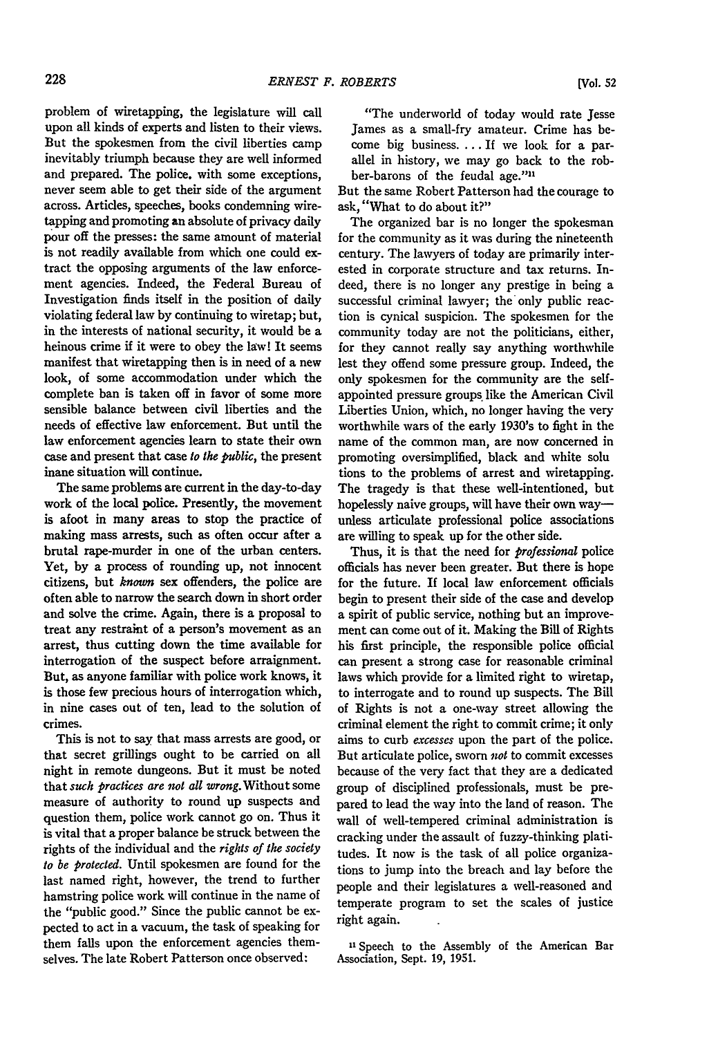problem of wiretapping, the legislature will call upon all kinds of experts and listen to their views. But the spokesmen from the civil liberties camp inevitably triumph because they are well informed and prepared. The police, with some exceptions, never seem able to get their side of the argument across. Articles, speeches, books condemning wiretapping and promoting an absolute of privacy daily pour off the presses: the same amount of material is not readily available from which one could extract the opposing arguments of the law enforcement agencies. Indeed, the Federal Bureau of Investigation finds itself in the position of daily violating federal law by continuing to wiretap; but, in the interests of national security, it would be a heinous crime if it were to obey the law! It seems manifest that wiretapping then is in need of a new look, of some accommodation under which the complete ban is taken off in favor of some more sensible balance between civil liberties and the needs of effective law enforcement. But until the law enforcement agencies learn to state their own case and present that case *to the public*, the present inane situation will continue.

The same problems are current in the day-to-day work of the local police. Presently, the movement is afoot in many areas to stop the practice of making mass arrests, such as often occur after a brutal rape-murder in one of the urban centers. Yet, by a process of rounding up, not innocent citizens, but *known* sex offenders, the police are often able to narrow the search down in short order and solve the crime. Again, there is a proposal to treat any restraint of a person's movement as an arrest, thus cutting down the time available for interrogation of the suspect before arraignment. But, as anyone familiar with police work knows, it is those few precious hours of interrogation which, in nine cases out of ten, lead to the solution of crimes.

This is not to say that mass arrests are good, or that secret grillings ought to be carried on all night in remote dungeons. But it must be noted that *such practices are not all wrong.* Without some measure of authority to round up suspects and question them, police work cannot go on. Thus it is vital that a proper balance be struck between the rights of the individual and the *rights of the society to be protected.* Until spokesmen are found for the last named right, however, the trend to further hamstring police work will continue in the name of the "public good." Since the public cannot be expected to act in a vacuum, the task of speaking for them falls upon the enforcement agencies themselves. The late Robert Patterson once observed:

> "The underworld of today would rate Jesse James as a small-fry amateur. Crime has become big business. . . . If we look for a parallel in history, we may go back to the robber-barons of the feudal age."[11]

But the same Robert Patterson had the courage to ask, "What to do about it?"

The organized bar is no longer the spokesman for the community as it was during the nineteenth century. The lawyers of today are primarily interested in corporate structure and tax returns. Indeed, there is no longer any prestige in being a successful criminal lawyer; the only public reaction is cynical suspicion. The spokesmen for the community today are not the politicians, either, for they cannot really say anything worthwhile lest they offend some pressure group. Indeed, the only spokesmen for the community are the self-appointed pressure groups like the American Civil Liberties Union, which, no longer having the very worthwhile wars of the early 1930's to fight in the name of the common man, are now concerned in promoting oversimplified, black and white solutions to the problems of arrest and wiretapping. The tragedy is that these well-intentioned, but hopelessly naive groups, will have their own way—unless articulate professional police associations are willing to speak up for the other side.

Thus, it is that the need for *professional* police officials has never been greater. But there is hope for the future. If local law enforcement officials begin to present their side of the case and develop a spirit of public service, nothing but an improvement can come out of it. Making the Bill of Rights his first principle, the responsible police official can present a strong case for reasonable criminal laws which provide for a limited right to wiretap, to interrogate and to round up suspects. The Bill of Rights is not a one-way street allowing the criminal element the right to commit crime; it only aims to curb *excesses* upon the part of the police. But articulate police, sworn *not* to commit excesses because of the very fact that they are a dedicated group of disciplined professionals, must be prepared to lead the way into the land of reason. The wall of well-tempered criminal administration is cracking under the assault of fuzzy-thinking platitudes. It now is the task of all police organizations to jump into the breach and lay before the people and their legislatures a well-reasoned and temperate program to set the scales of justice right again.

[11] Speech to the Assembly of the American Bar Association, Sept. 19, 1951.